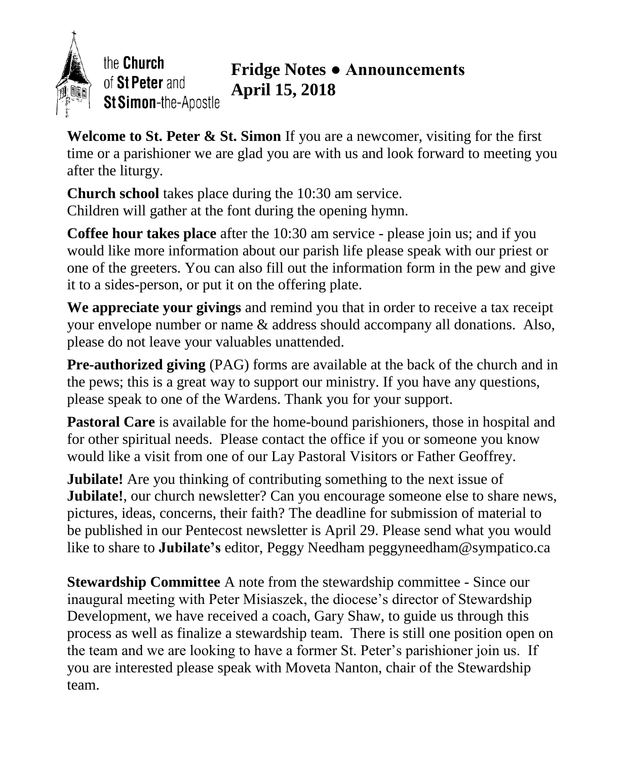the **Church** of **St Peter** and **St Simon**-the-Apostle

# Fridge Notes ● Announcements
## April 15, 2018

**Welcome to St. Peter & St. Simon** If you are a newcomer, visiting for the first time or a parishioner we are glad you are with us and look forward to meeting you after the liturgy.

**Church school** takes place during the 10:30 am service.
Children will gather at the font during the opening hymn.

**Coffee hour takes place** after the 10:30 am service - please join us; and if you would like more information about our parish life please speak with our priest or one of the greeters. You can also fill out the information form in the pew and give it to a sides-person, or put it on the offering plate.

**We appreciate your givings** and remind you that in order to receive a tax receipt your envelope number or name & address should accompany all donations. Also, please do not leave your valuables unattended.

**Pre-authorized giving** (PAG) forms are available at the back of the church and in the pews; this is a great way to support our ministry. If you have any questions, please speak to one of the Wardens. Thank you for your support.

**Pastoral Care** is available for the home-bound parishioners, those in hospital and for other spiritual needs. Please contact the office if you or someone you know would like a visit from one of our Lay Pastoral Visitors or Father Geoffrey.

**Jubilate!** Are you thinking of contributing something to the next issue of **Jubilate!**, our church newsletter? Can you encourage someone else to share news, pictures, ideas, concerns, their faith? The deadline for submission of material to be published in our Pentecost newsletter is April 29. Please send what you would like to share to **Jubilate's** editor, Peggy Needham peggyneedham@sympatico.ca

**Stewardship Committee** A note from the stewardship committee - Since our inaugural meeting with Peter Misiaszek, the diocese's director of Stewardship Development, we have received a coach, Gary Shaw, to guide us through this process as well as finalize a stewardship team. There is still one position open on the team and we are looking to have a former St. Peter's parishioner join us. If you are interested please speak with Moveta Nanton, chair of the Stewardship team.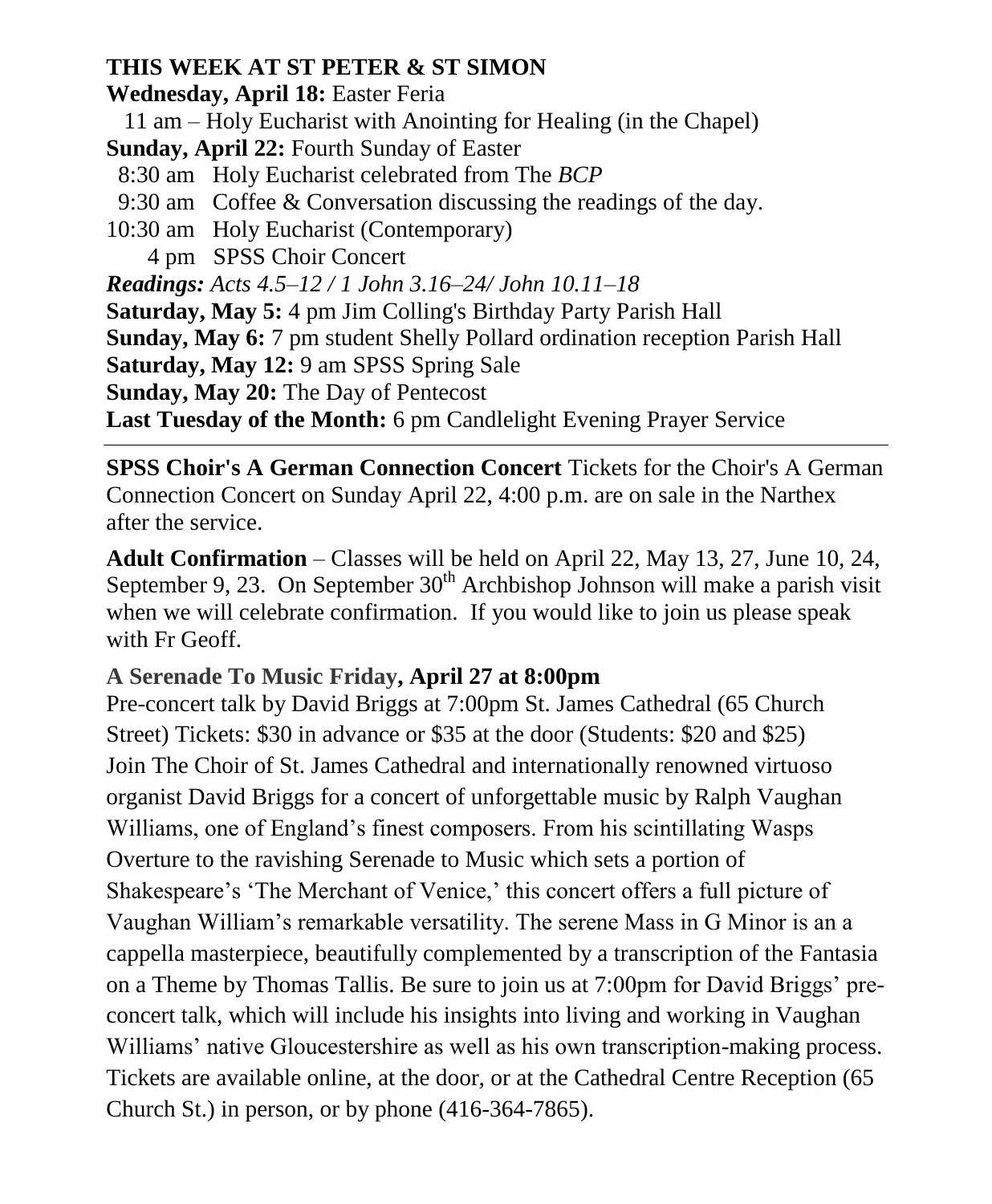**THIS WEEK AT ST PETER & ST SIMON**

**Wednesday, April 18:** Easter Feria

11 am – Holy Eucharist with Anointing for Healing (in the Chapel)

**Sunday, April 22:** Fourth Sunday of Easter

8:30 am Holy Eucharist celebrated from The *BCP*

9:30 am Coffee & Conversation discussing the readings of the day.

10:30 am Holy Eucharist (Contemporary)

4 pm SPSS Choir Concert

***Readings:*** *Acts 4.5–12 / 1 John 3.16–24/ John 10.11–18*

**Saturday, May 5:** 4 pm Jim Colling's Birthday Party Parish Hall

**Sunday, May 6:** 7 pm student Shelly Pollard ordination reception Parish Hall

**Saturday, May 12:** 9 am SPSS Spring Sale

**Sunday, May 20:** The Day of Pentecost

**Last Tuesday of the Month:** 6 pm Candlelight Evening Prayer Service

---

**SPSS Choir's A German Connection Concert** Tickets for the Choir's A German Connection Concert on Sunday April 22, 4:00 p.m. are on sale in the Narthex after the service.

**Adult Confirmation** – Classes will be held on April 22, May 13, 27, June 10, 24, September 9, 23. On September 30th Archbishop Johnson will make a parish visit when we will celebrate confirmation. If you would like to join us please speak with Fr Geoff.

**A Serenade To Music Friday, April 27 at 8:00pm**

Pre-concert talk by David Briggs at 7:00pm St. James Cathedral (65 Church Street) Tickets: $30 in advance or $35 at the door (Students: $20 and $25) Join The Choir of St. James Cathedral and internationally renowned virtuoso organist David Briggs for a concert of unforgettable music by Ralph Vaughan Williams, one of England's finest composers. From his scintillating Wasps Overture to the ravishing Serenade to Music which sets a portion of Shakespeare's 'The Merchant of Venice,' this concert offers a full picture of Vaughan William's remarkable versatility. The serene Mass in G Minor is an a cappella masterpiece, beautifully complemented by a transcription of the Fantasia on a Theme by Thomas Tallis. Be sure to join us at 7:00pm for David Briggs' pre-concert talk, which will include his insights into living and working in Vaughan Williams' native Gloucestershire as well as his own transcription-making process. Tickets are available online, at the door, or at the Cathedral Centre Reception (65 Church St.) in person, or by phone (416-364-7865).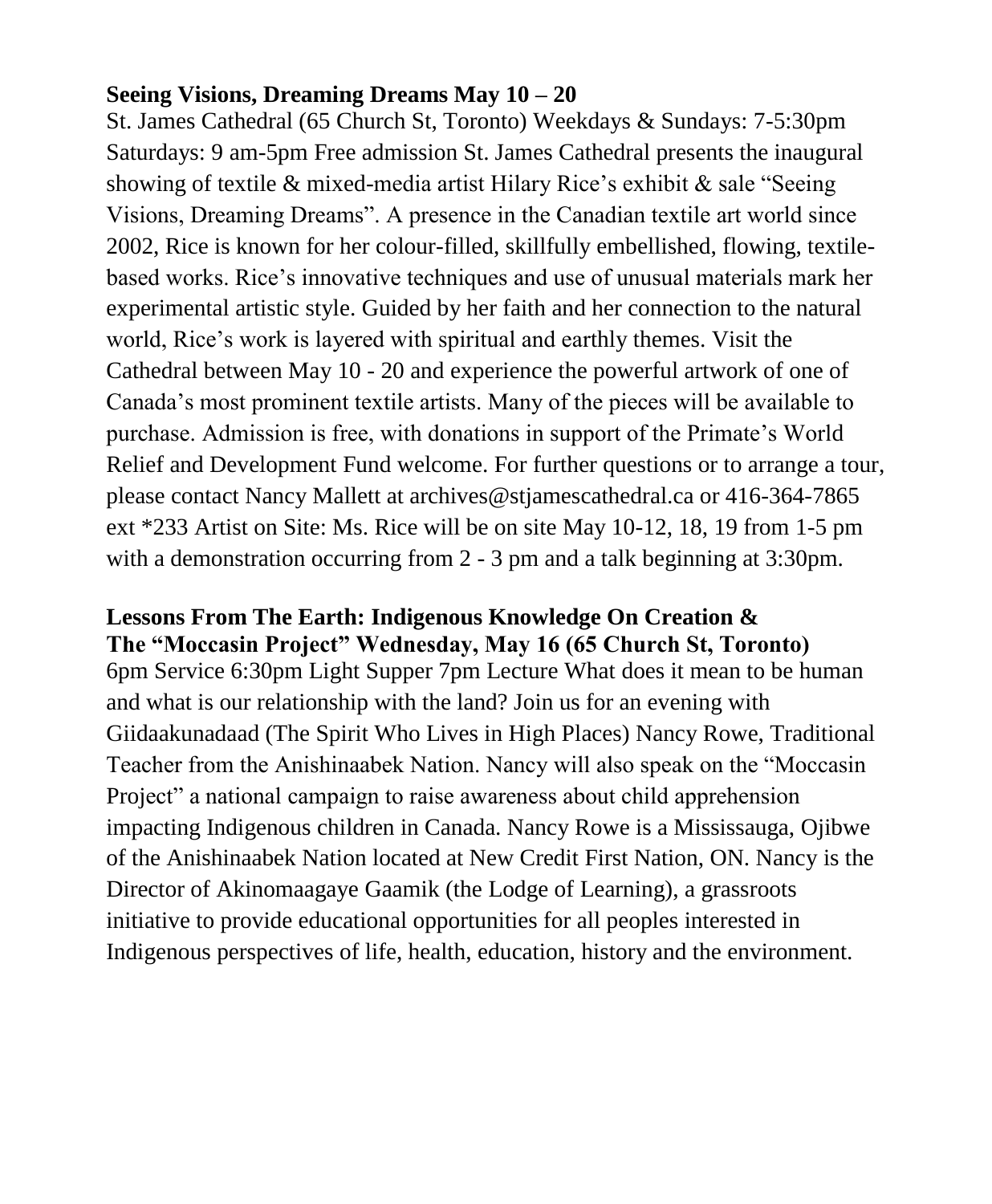**Seeing Visions, Dreaming Dreams May 10 – 20**

St. James Cathedral (65 Church St, Toronto) Weekdays & Sundays: 7-5:30pm Saturdays: 9 am-5pm Free admission St. James Cathedral presents the inaugural showing of textile & mixed-media artist Hilary Rice's exhibit & sale "Seeing Visions, Dreaming Dreams". A presence in the Canadian textile art world since 2002, Rice is known for her colour-filled, skillfully embellished, flowing, textile-based works. Rice's innovative techniques and use of unusual materials mark her experimental artistic style. Guided by her faith and her connection to the natural world, Rice's work is layered with spiritual and earthly themes. Visit the Cathedral between May 10 - 20 and experience the powerful artwork of one of Canada's most prominent textile artists. Many of the pieces will be available to purchase. Admission is free, with donations in support of the Primate's World Relief and Development Fund welcome. For further questions or to arrange a tour, please contact Nancy Mallett at archives@stjamescathedral.ca or 416-364-7865 ext *233 Artist on Site: Ms. Rice will be on site May 10-12, 18, 19 from 1-5 pm with a demonstration occurring from 2 - 3 pm and a talk beginning at 3:30pm.

**Lessons From The Earth: Indigenous Knowledge On Creation & The "Moccasin Project" Wednesday, May 16 (65 Church St, Toronto)**

6pm Service 6:30pm Light Supper 7pm Lecture What does it mean to be human and what is our relationship with the land? Join us for an evening with Giidaakunadaad (The Spirit Who Lives in High Places) Nancy Rowe, Traditional Teacher from the Anishinaabek Nation. Nancy will also speak on the "Moccasin Project" a national campaign to raise awareness about child apprehension impacting Indigenous children in Canada. Nancy Rowe is a Mississauga, Ojibwe of the Anishinaabek Nation located at New Credit First Nation, ON. Nancy is the Director of Akinomaagaye Gaamik (the Lodge of Learning), a grassroots initiative to provide educational opportunities for all peoples interested in Indigenous perspectives of life, health, education, history and the environment.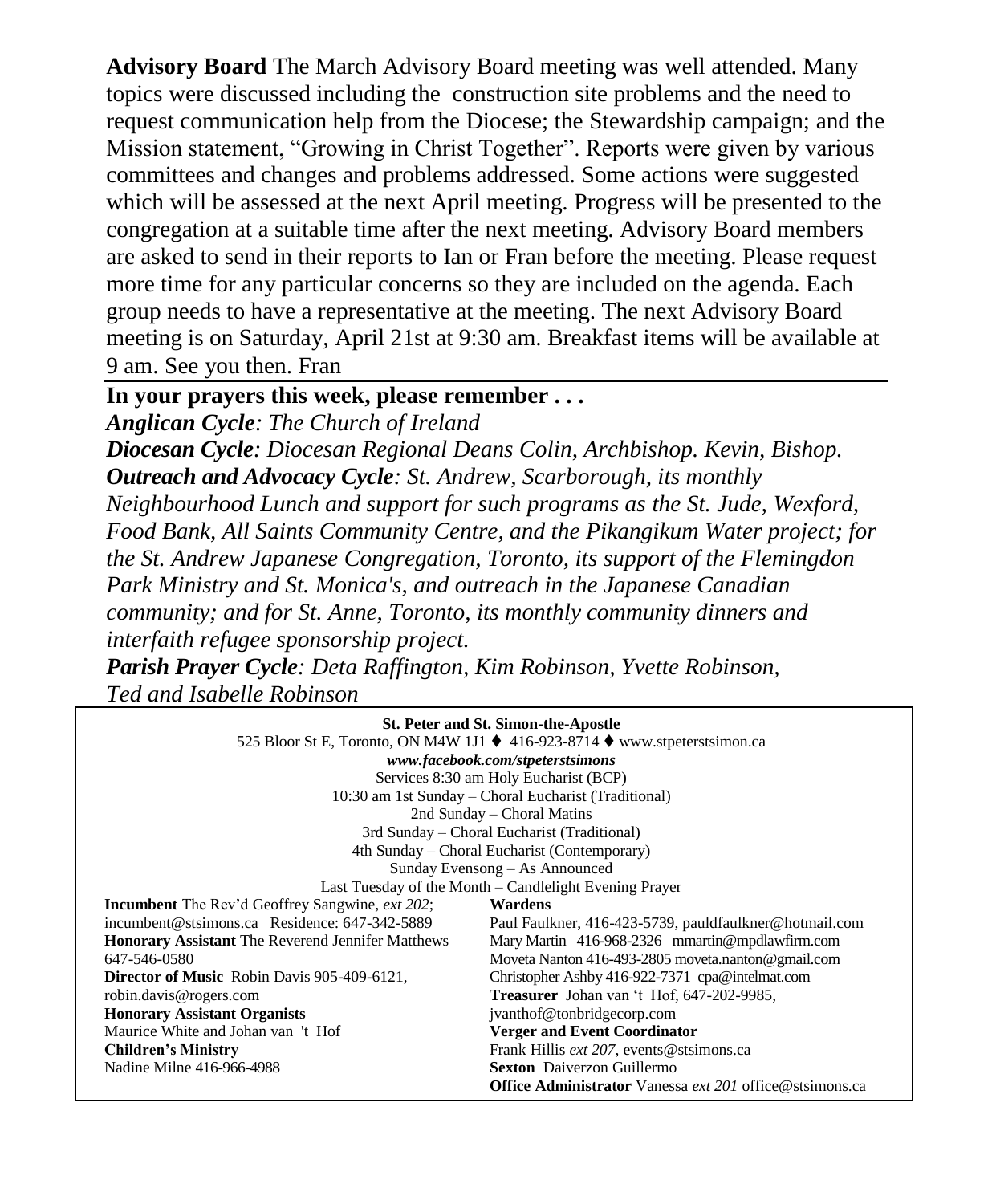**Advisory Board** The March Advisory Board meeting was well attended. Many topics were discussed including the construction site problems and the need to request communication help from the Diocese; the Stewardship campaign; and the Mission statement, "Growing in Christ Together". Reports were given by various committees and changes and problems addressed. Some actions were suggested which will be assessed at the next April meeting. Progress will be presented to the congregation at a suitable time after the next meeting. Advisory Board members are asked to send in their reports to Ian or Fran before the meeting. Please request more time for any particular concerns so they are included on the agenda. Each group needs to have a representative at the meeting. The next Advisory Board meeting is on Saturday, April 21st at 9:30 am. Breakfast items will be available at 9 am. See you then. Fran

---

**In your prayers this week, please remember . . .**

***Anglican Cycle****: The Church of Ireland*

***Diocesan Cycle****: Diocesan Regional Deans Colin, Archbishop. Kevin, Bishop.*

***Outreach and Advocacy Cycle****: St. Andrew, Scarborough, its monthly Neighbourhood Lunch and support for such programs as the St. Jude, Wexford, Food Bank, All Saints Community Centre, and the Pikangikum Water project; for the St. Andrew Japanese Congregation, Toronto, its support of the Flemingdon Park Ministry and St. Monica's, and outreach in the Japanese Canadian community; and for St. Anne, Toronto, its monthly community dinners and interfaith refugee sponsorship project.*

***Parish Prayer Cycle****: Deta Raffington, Kim Robinson, Yvette Robinson, Ted and Isabelle Robinson*

---

**St. Peter and St. Simon-the-Apostle**
525 Bloor St E, Toronto, ON M4W 1J1 ♦ 416-923-8714 ♦ www.stpeterstsimon.ca
***www.facebook.com/stpeterstsimons***
Services 8:30 am Holy Eucharist (BCP)
10:30 am 1st Sunday – Choral Eucharist (Traditional)
2nd Sunday – Choral Matins
3rd Sunday – Choral Eucharist (Traditional)
4th Sunday – Choral Eucharist (Contemporary)
Sunday Evensong – As Announced
Last Tuesday of the Month – Candlelight Evening Prayer

**Incumbent** The Rev'd Geoffrey Sangwine, *ext 202*; incumbent@stsimons.ca Residence: 647-342-5889
**Honorary Assistant** The Reverend Jennifer Matthews 647-546-0580
**Director of Music** Robin Davis 905-409-6121, robin.davis@rogers.com
**Honorary Assistant Organists**
Maurice White and Johan van 't Hof
**Children's Ministry**
Nadine Milne 416-966-4988

**Wardens**
Paul Faulkner, 416-423-5739, pauldfaulkner@hotmail.com
Mary Martin 416-968-2326 mmartin@mpdlawfirm.com
Moveta Nanton 416-493-2805 moveta.nanton@gmail.com
Christopher Ashby 416-922-7371 cpa@intelmat.com
**Treasurer** Johan van 't Hof, 647-202-9985, jvanthof@tonbridgecorp.com
**Verger and Event Coordinator**
Frank Hillis *ext 207*, events@stsimons.ca
**Sexton** Daiverzon Guillermo
**Office Administrator** Vanessa *ext 201* office@stsimons.ca